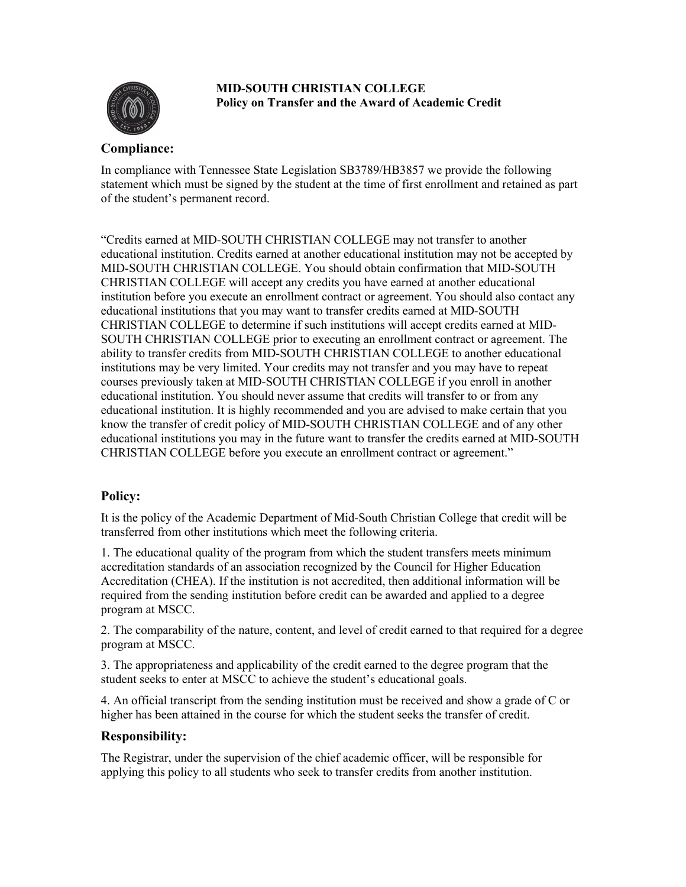**MID-SOUTH CHRISTIAN COLLEGE**
**Policy on Transfer and the Award of Academic Credit**

## Compliance:

In compliance with Tennessee State Legislation SB3789/HB3857 we provide the following statement which must be signed by the student at the time of first enrollment and retained as part of the student's permanent record.

"Credits earned at MID-SOUTH CHRISTIAN COLLEGE may not transfer to another educational institution. Credits earned at another educational institution may not be accepted by MID-SOUTH CHRISTIAN COLLEGE. You should obtain confirmation that MID-SOUTH CHRISTIAN COLLEGE will accept any credits you have earned at another educational institution before you execute an enrollment contract or agreement. You should also contact any educational institutions that you may want to transfer credits earned at MID-SOUTH CHRISTIAN COLLEGE to determine if such institutions will accept credits earned at MID-SOUTH CHRISTIAN COLLEGE prior to executing an enrollment contract or agreement. The ability to transfer credits from MID-SOUTH CHRISTIAN COLLEGE to another educational institutions may be very limited. Your credits may not transfer and you may have to repeat courses previously taken at MID-SOUTH CHRISTIAN COLLEGE if you enroll in another educational institution. You should never assume that credits will transfer to or from any educational institution. It is highly recommended and you are advised to make certain that you know the transfer of credit policy of MID-SOUTH CHRISTIAN COLLEGE and of any other educational institutions you may in the future want to transfer the credits earned at MID-SOUTH CHRISTIAN COLLEGE before you execute an enrollment contract or agreement."

## Policy:

It is the policy of the Academic Department of Mid-South Christian College that credit will be transferred from other institutions which meet the following criteria.

1. The educational quality of the program from which the student transfers meets minimum accreditation standards of an association recognized by the Council for Higher Education Accreditation (CHEA). If the institution is not accredited, then additional information will be required from the sending institution before credit can be awarded and applied to a degree program at MSCC.

2. The comparability of the nature, content, and level of credit earned to that required for a degree program at MSCC.

3. The appropriateness and applicability of the credit earned to the degree program that the student seeks to enter at MSCC to achieve the student's educational goals.

4. An official transcript from the sending institution must be received and show a grade of C or higher has been attained in the course for which the student seeks the transfer of credit.

## Responsibility:

The Registrar, under the supervision of the chief academic officer, will be responsible for applying this policy to all students who seek to transfer credits from another institution.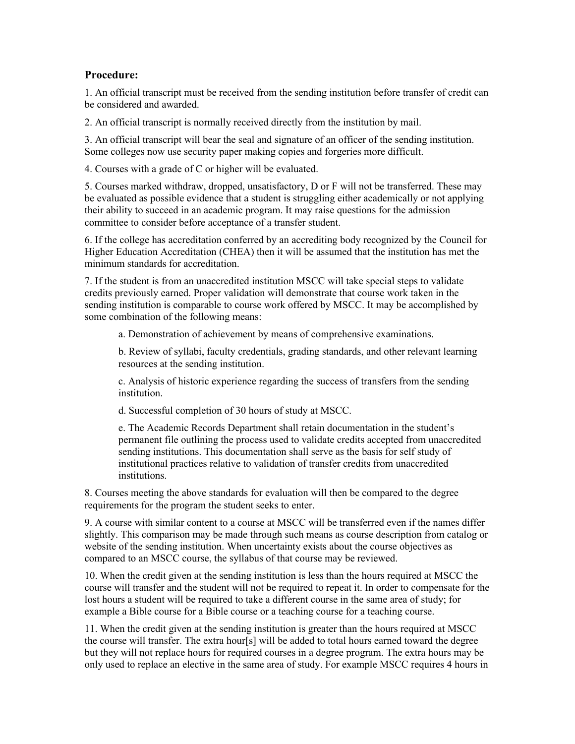### Procedure:

1. An official transcript must be received from the sending institution before transfer of credit can be considered and awarded.

2. An official transcript is normally received directly from the institution by mail.

3. An official transcript will bear the seal and signature of an officer of the sending institution. Some colleges now use security paper making copies and forgeries more difficult.

4. Courses with a grade of C or higher will be evaluated.

5. Courses marked withdraw, dropped, unsatisfactory, D or F will not be transferred. These may be evaluated as possible evidence that a student is struggling either academically or not applying their ability to succeed in an academic program. It may raise questions for the admission committee to consider before acceptance of a transfer student.

6. If the college has accreditation conferred by an accrediting body recognized by the Council for Higher Education Accreditation (CHEA) then it will be assumed that the institution has met the minimum standards for accreditation.

7. If the student is from an unaccredited institution MSCC will take special steps to validate credits previously earned. Proper validation will demonstrate that course work taken in the sending institution is comparable to course work offered by MSCC. It may be accomplished by some combination of the following means:

   a. Demonstration of achievement by means of comprehensive examinations.

   b. Review of syllabi, faculty credentials, grading standards, and other relevant learning resources at the sending institution.

   c. Analysis of historic experience regarding the success of transfers from the sending institution.

   d. Successful completion of 30 hours of study at MSCC.

   e. The Academic Records Department shall retain documentation in the student's permanent file outlining the process used to validate credits accepted from unaccredited sending institutions. This documentation shall serve as the basis for self study of institutional practices relative to validation of transfer credits from unaccredited institutions.

8. Courses meeting the above standards for evaluation will then be compared to the degree requirements for the program the student seeks to enter.

9. A course with similar content to a course at MSCC will be transferred even if the names differ slightly. This comparison may be made through such means as course description from catalog or website of the sending institution. When uncertainty exists about the course objectives as compared to an MSCC course, the syllabus of that course may be reviewed.

10. When the credit given at the sending institution is less than the hours required at MSCC the course will transfer and the student will not be required to repeat it. In order to compensate for the lost hours a student will be required to take a different course in the same area of study; for example a Bible course for a Bible course or a teaching course for a teaching course.

11. When the credit given at the sending institution is greater than the hours required at MSCC the course will transfer. The extra hour[s] will be added to total hours earned toward the degree but they will not replace hours for required courses in a degree program. The extra hours may be only used to replace an elective in the same area of study. For example MSCC requires 4 hours in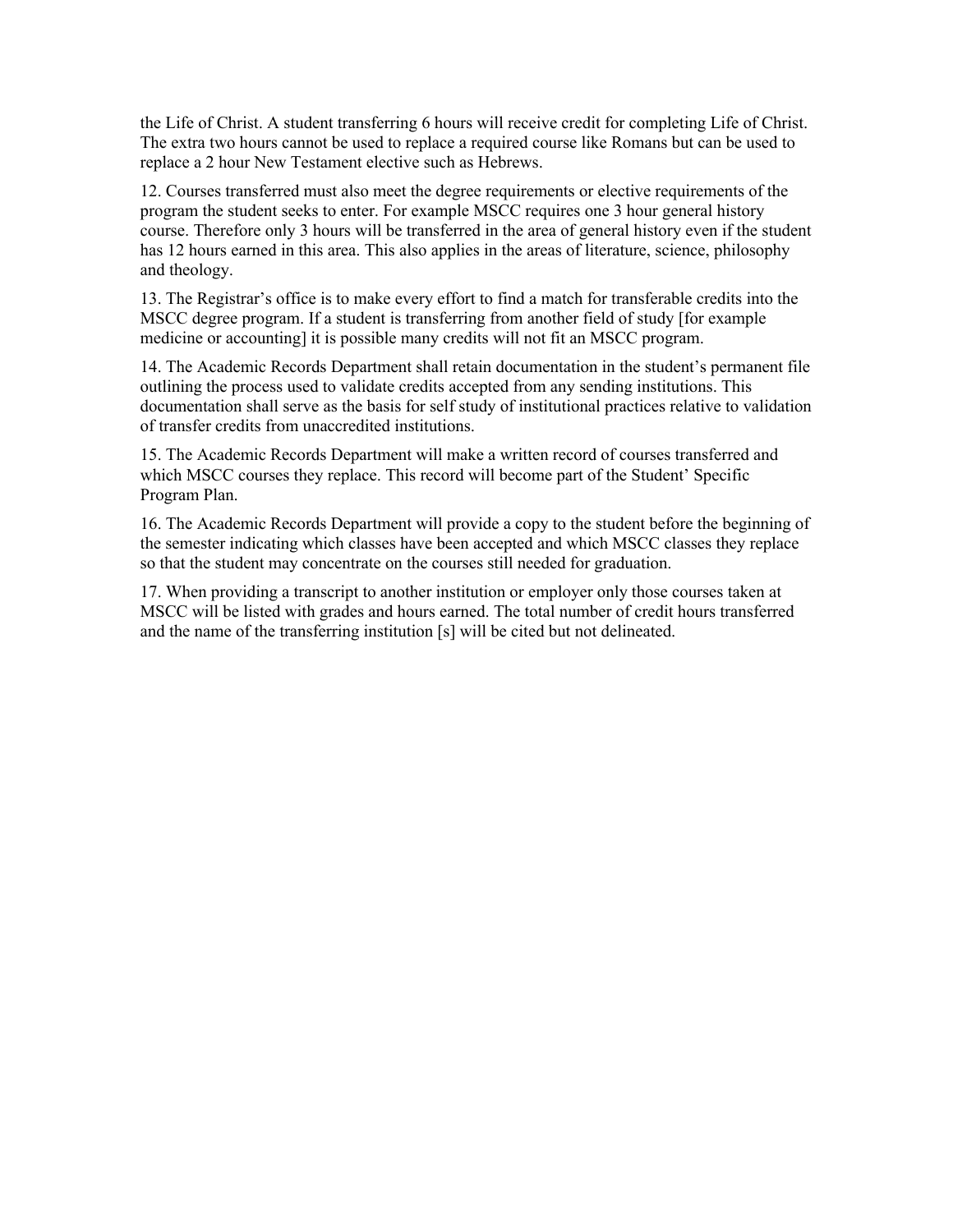the Life of Christ. A student transferring 6 hours will receive credit for completing Life of Christ. The extra two hours cannot be used to replace a required course like Romans but can be used to replace a 2 hour New Testament elective such as Hebrews.

12. Courses transferred must also meet the degree requirements or elective requirements of the program the student seeks to enter. For example MSCC requires one 3 hour general history course. Therefore only 3 hours will be transferred in the area of general history even if the student has 12 hours earned in this area. This also applies in the areas of literature, science, philosophy and theology.

13. The Registrar's office is to make every effort to find a match for transferable credits into the MSCC degree program. If a student is transferring from another field of study [for example medicine or accounting] it is possible many credits will not fit an MSCC program.

14. The Academic Records Department shall retain documentation in the student's permanent file outlining the process used to validate credits accepted from any sending institutions. This documentation shall serve as the basis for self study of institutional practices relative to validation of transfer credits from unaccredited institutions.

15. The Academic Records Department will make a written record of courses transferred and which MSCC courses they replace. This record will become part of the Student' Specific Program Plan.

16. The Academic Records Department will provide a copy to the student before the beginning of the semester indicating which classes have been accepted and which MSCC classes they replace so that the student may concentrate on the courses still needed for graduation.

17. When providing a transcript to another institution or employer only those courses taken at MSCC will be listed with grades and hours earned. The total number of credit hours transferred and the name of the transferring institution [s] will be cited but not delineated.